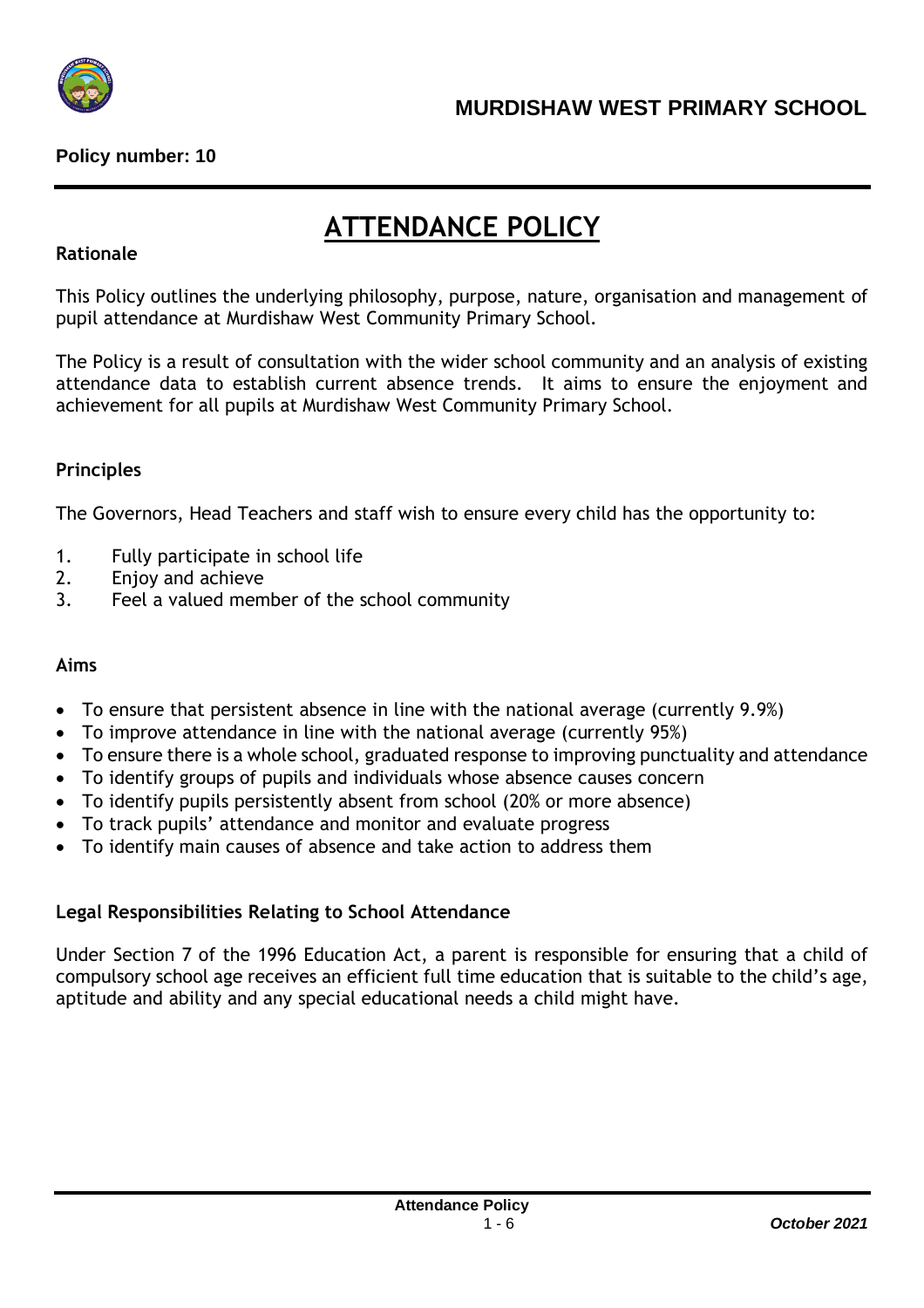**MURDISHAW WEST PRIMARY SCHOOL**

**Policy number: 10**

# ATTENDANCE POLICY

**Rationale**

This Policy outlines the underlying philosophy, purpose, nature, organisation and management of pupil attendance at Murdishaw West Community Primary School.

The Policy is a result of consultation with the wider school community and an analysis of existing attendance data to establish current absence trends. It aims to ensure the enjoyment and achievement for all pupils at Murdishaw West Community Primary School.

**Principles**

The Governors, Head Teachers and staff wish to ensure every child has the opportunity to:

1. Fully participate in school life
2. Enjoy and achieve
3. Feel a valued member of the school community

**Aims**

- To ensure that persistent absence in line with the national average (currently 9.9%)
- To improve attendance in line with the national average (currently 95%)
- To ensure there is a whole school, graduated response to improving punctuality and attendance
- To identify groups of pupils and individuals whose absence causes concern
- To identify pupils persistently absent from school (20% or more absence)
- To track pupils' attendance and monitor and evaluate progress
- To identify main causes of absence and take action to address them

**Legal Responsibilities Relating to School Attendance**

Under Section 7 of the 1996 Education Act, a parent is responsible for ensuring that a child of compulsory school age receives an efficient full time education that is suitable to the child's age, aptitude and ability and any special educational needs a child might have.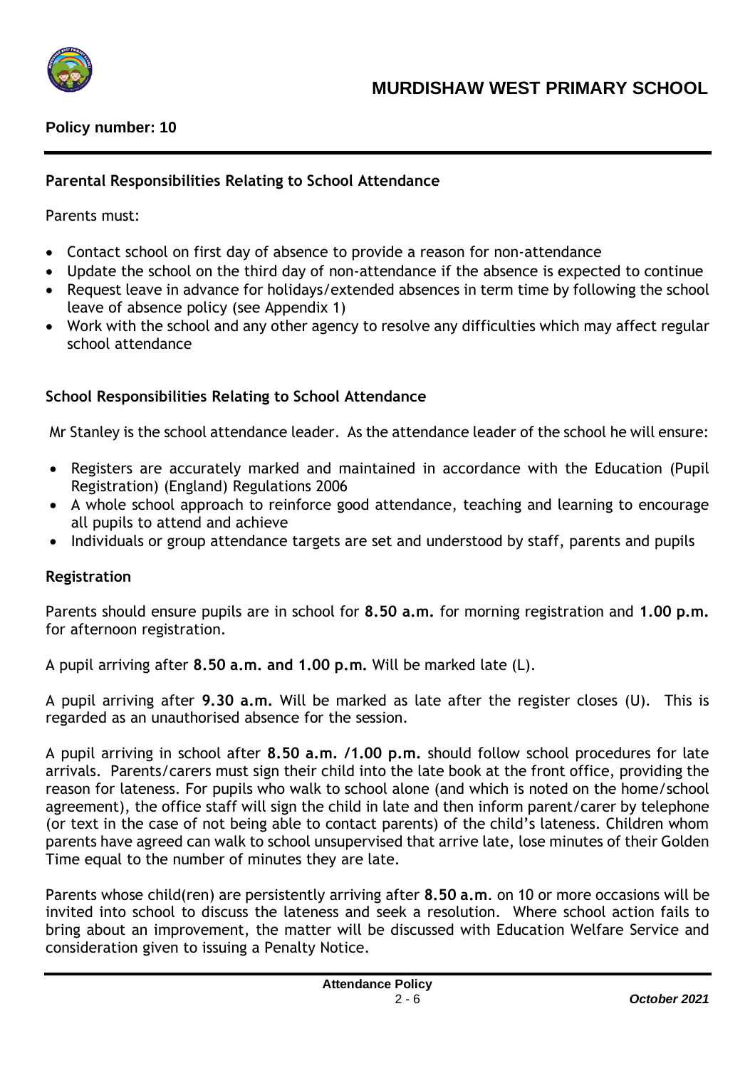**Policy number: 10**

## Parental Responsibilities Relating to School Attendance

Parents must:

- Contact school on first day of absence to provide a reason for non-attendance
- Update the school on the third day of non-attendance if the absence is expected to continue
- Request leave in advance for holidays/extended absences in term time by following the school leave of absence policy (see Appendix 1)
- Work with the school and any other agency to resolve any difficulties which may affect regular school attendance

## School Responsibilities Relating to School Attendance

Mr Stanley is the school attendance leader. As the attendance leader of the school he will ensure:

- Registers are accurately marked and maintained in accordance with the Education (Pupil Registration) (England) Regulations 2006
- A whole school approach to reinforce good attendance, teaching and learning to encourage all pupils to attend and achieve
- Individuals or group attendance targets are set and understood by staff, parents and pupils

## Registration

Parents should ensure pupils are in school for **8.50 a.m.** for morning registration and **1.00 p.m.** for afternoon registration.

A pupil arriving after **8.50 a.m. and 1.00 p.m.** Will be marked late (L).

A pupil arriving after **9.30 a.m.** Will be marked as late after the register closes (U). This is regarded as an unauthorised absence for the session.

A pupil arriving in school after **8.50 a.m. /1.00 p.m.** should follow school procedures for late arrivals. Parents/carers must sign their child into the late book at the front office, providing the reason for lateness. For pupils who walk to school alone (and which is noted on the home/school agreement), the office staff will sign the child in late and then inform parent/carer by telephone (or text in the case of not being able to contact parents) of the child's lateness. Children whom parents have agreed can walk to school unsupervised that arrive late, lose minutes of their Golden Time equal to the number of minutes they are late.

Parents whose child(ren) are persistently arriving after **8.50 a.m**. on 10 or more occasions will be invited into school to discuss the lateness and seek a resolution. Where school action fails to bring about an improvement, the matter will be discussed with Education Welfare Service and consideration given to issuing a Penalty Notice.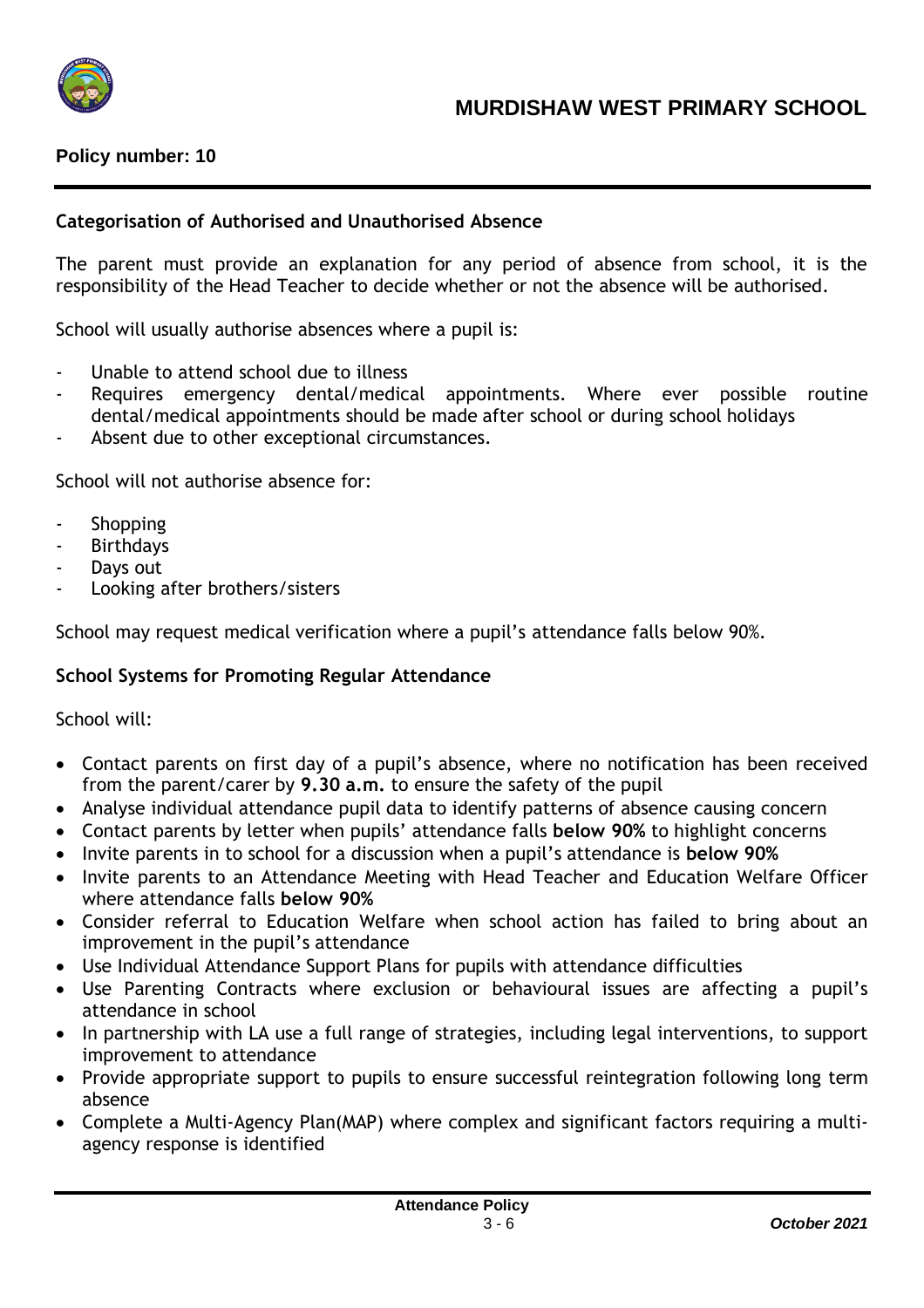**Policy number: 10**

### Categorisation of Authorised and Unauthorised Absence

The parent must provide an explanation for any period of absence from school, it is the responsibility of the Head Teacher to decide whether or not the absence will be authorised.

School will usually authorise absences where a pupil is:

- Unable to attend school due to illness
- Requires emergency dental/medical appointments. Where ever possible routine dental/medical appointments should be made after school or during school holidays
- Absent due to other exceptional circumstances.

School will not authorise absence for:

- Shopping
- Birthdays
- Days out
- Looking after brothers/sisters

School may request medical verification where a pupil's attendance falls below 90%.

### School Systems for Promoting Regular Attendance

School will:

- Contact parents on first day of a pupil's absence, where no notification has been received from the parent/carer by **9.30 a.m.** to ensure the safety of the pupil
- Analyse individual attendance pupil data to identify patterns of absence causing concern
- Contact parents by letter when pupils' attendance falls **below 90%** to highlight concerns
- Invite parents in to school for a discussion when a pupil's attendance is **below 90%**
- Invite parents to an Attendance Meeting with Head Teacher and Education Welfare Officer where attendance falls **below 90%**
- Consider referral to Education Welfare when school action has failed to bring about an improvement in the pupil's attendance
- Use Individual Attendance Support Plans for pupils with attendance difficulties
- Use Parenting Contracts where exclusion or behavioural issues are affecting a pupil's attendance in school
- In partnership with LA use a full range of strategies, including legal interventions, to support improvement to attendance
- Provide appropriate support to pupils to ensure successful reintegration following long term absence
- Complete a Multi-Agency Plan(MAP) where complex and significant factors requiring a multi-agency response is identified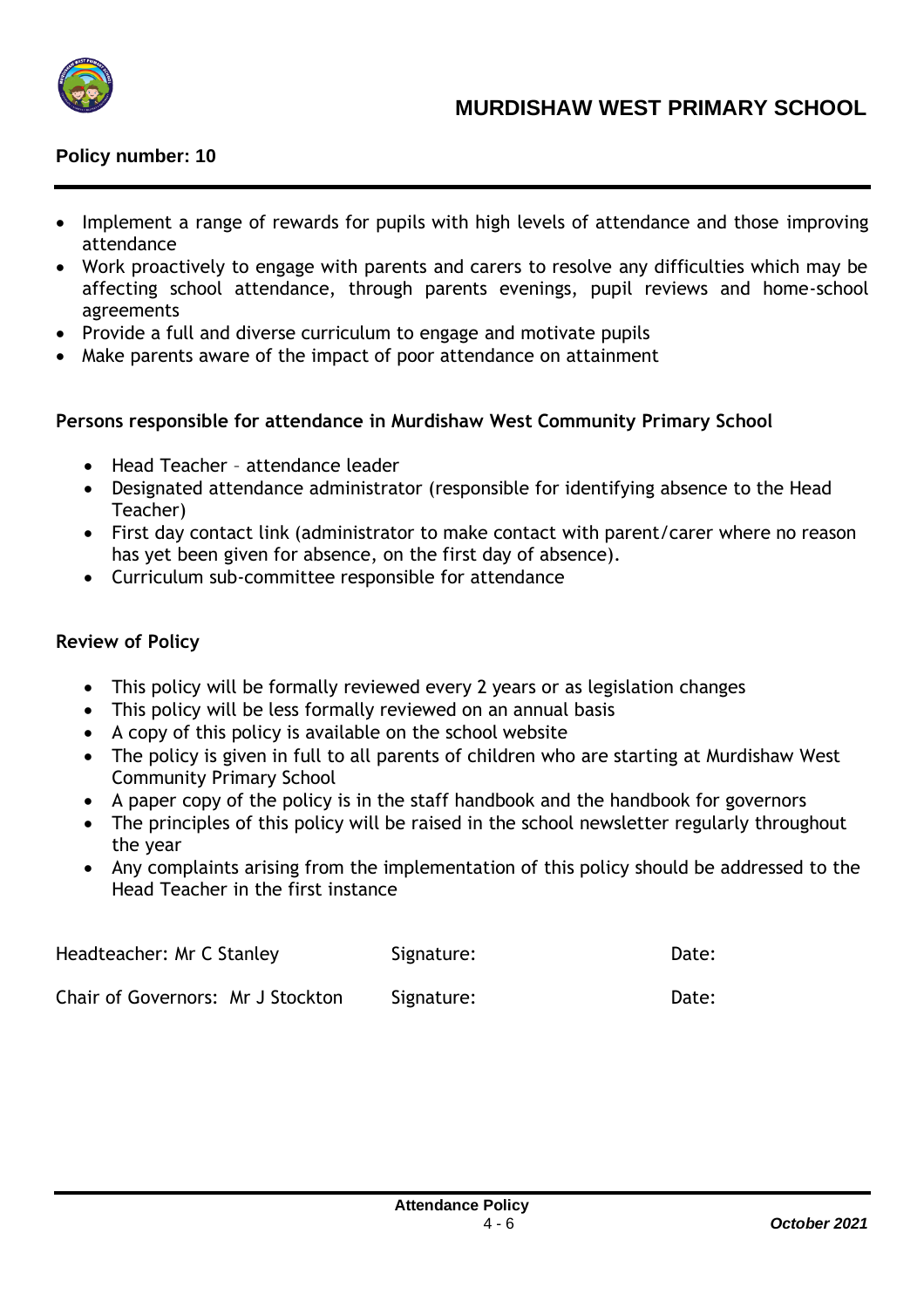- Implement a range of rewards for pupils with high levels of attendance and those improving attendance
- Work proactively to engage with parents and carers to resolve any difficulties which may be affecting school attendance, through parents evenings, pupil reviews and home-school agreements
- Provide a full and diverse curriculum to engage and motivate pupils
- Make parents aware of the impact of poor attendance on attainment

**Persons responsible for attendance in Murdishaw West Community Primary School**

- Head Teacher – attendance leader
- Designated attendance administrator (responsible for identifying absence to the Head Teacher)
- First day contact link (administrator to make contact with parent/carer where no reason has yet been given for absence, on the first day of absence).
- Curriculum sub-committee responsible for attendance

**Review of Policy**

- This policy will be formally reviewed every 2 years or as legislation changes
- This policy will be less formally reviewed on an annual basis
- A copy of this policy is available on the school website
- The policy is given in full to all parents of children who are starting at Murdishaw West Community Primary School
- A paper copy of the policy is in the staff handbook and the handbook for governors
- The principles of this policy will be raised in the school newsletter regularly throughout the year
- Any complaints arising from the implementation of this policy should be addressed to the Head Teacher in the first instance

| | | |
|---|---|---|
| Headteacher: Mr C Stanley | Signature: | Date: |
| Chair of Governors: Mr J Stockton | Signature: | Date: |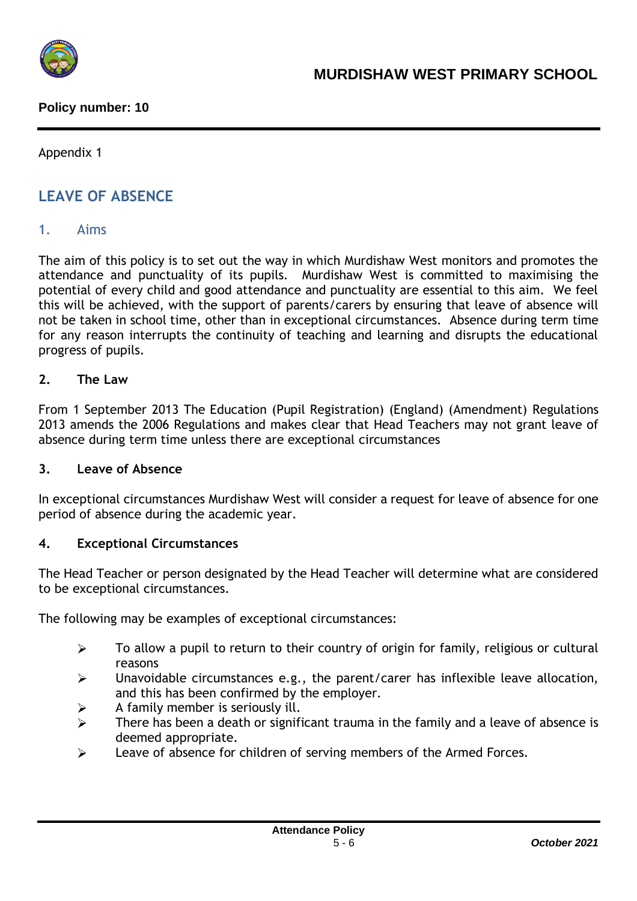**Policy number: 10**

Appendix 1

## LEAVE OF ABSENCE

### 1. Aims

The aim of this policy is to set out the way in which Murdishaw West monitors and promotes the attendance and punctuality of its pupils. Murdishaw West is committed to maximising the potential of every child and good attendance and punctuality are essential to this aim. We feel this will be achieved, with the support of parents/carers by ensuring that leave of absence will not be taken in school time, other than in exceptional circumstances. Absence during term time for any reason interrupts the continuity of teaching and learning and disrupts the educational progress of pupils.

### 2. The Law

From 1 September 2013 The Education (Pupil Registration) (England) (Amendment) Regulations 2013 amends the 2006 Regulations and makes clear that Head Teachers may not grant leave of absence during term time unless there are exceptional circumstances

### 3. Leave of Absence

In exceptional circumstances Murdishaw West will consider a request for leave of absence for one period of absence during the academic year.

### 4. Exceptional Circumstances

The Head Teacher or person designated by the Head Teacher will determine what are considered to be exceptional circumstances.

The following may be examples of exceptional circumstances:

- To allow a pupil to return to their country of origin for family, religious or cultural reasons
- Unavoidable circumstances e.g., the parent/carer has inflexible leave allocation, and this has been confirmed by the employer.
- A family member is seriously ill.
- There has been a death or significant trauma in the family and a leave of absence is deemed appropriate.
- Leave of absence for children of serving members of the Armed Forces.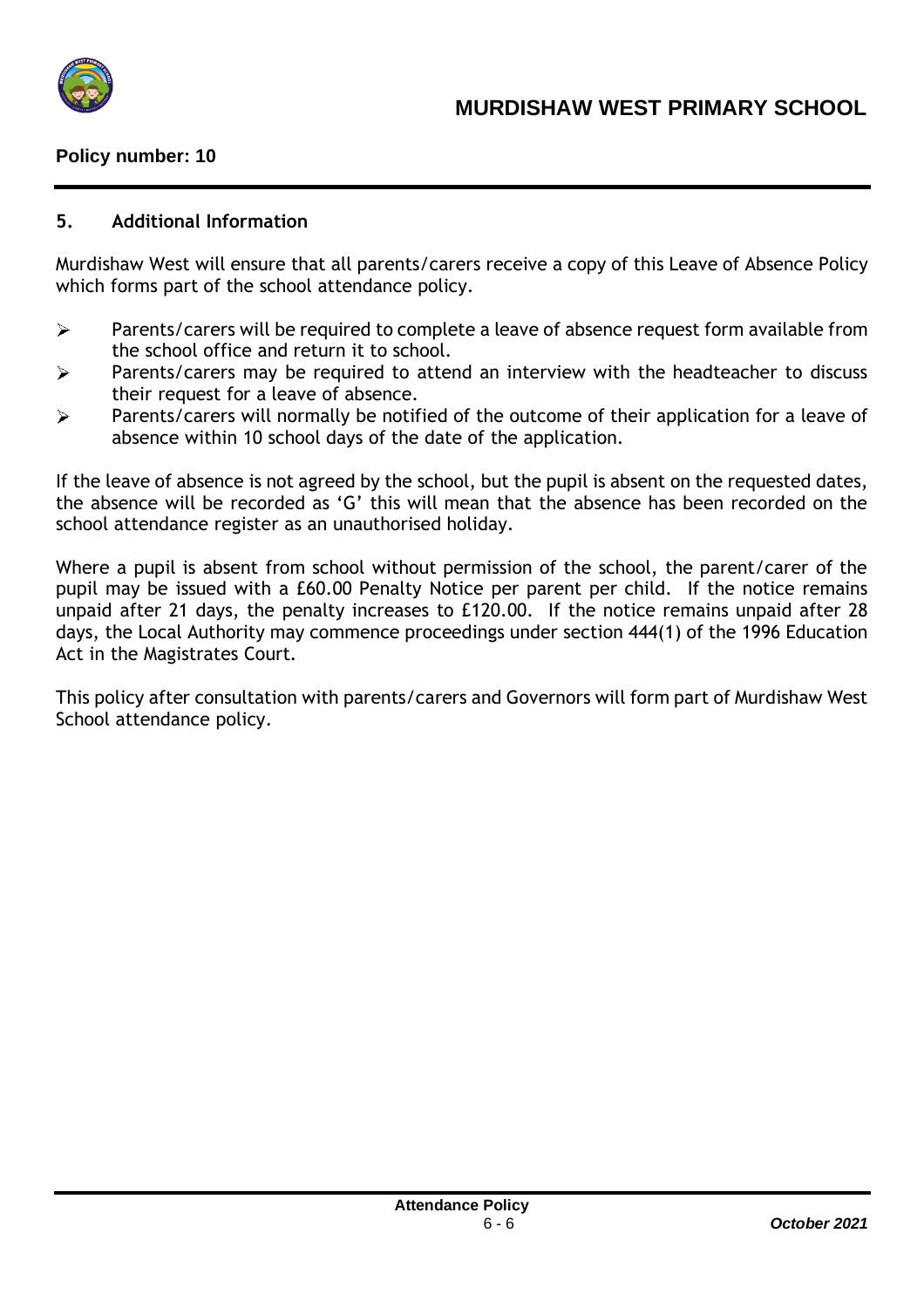## 5. Additional Information

Murdishaw West will ensure that all parents/carers receive a copy of this Leave of Absence Policy which forms part of the school attendance policy.

- Parents/carers will be required to complete a leave of absence request form available from the school office and return it to school.
- Parents/carers may be required to attend an interview with the headteacher to discuss their request for a leave of absence.
- Parents/carers will normally be notified of the outcome of their application for a leave of absence within 10 school days of the date of the application.

If the leave of absence is not agreed by the school, but the pupil is absent on the requested dates, the absence will be recorded as 'G' this will mean that the absence has been recorded on the school attendance register as an unauthorised holiday.

Where a pupil is absent from school without permission of the school, the parent/carer of the pupil may be issued with a £60.00 Penalty Notice per parent per child. If the notice remains unpaid after 21 days, the penalty increases to £120.00. If the notice remains unpaid after 28 days, the Local Authority may commence proceedings under section 444(1) of the 1996 Education Act in the Magistrates Court.

This policy after consultation with parents/carers and Governors will form part of Murdishaw West School attendance policy.